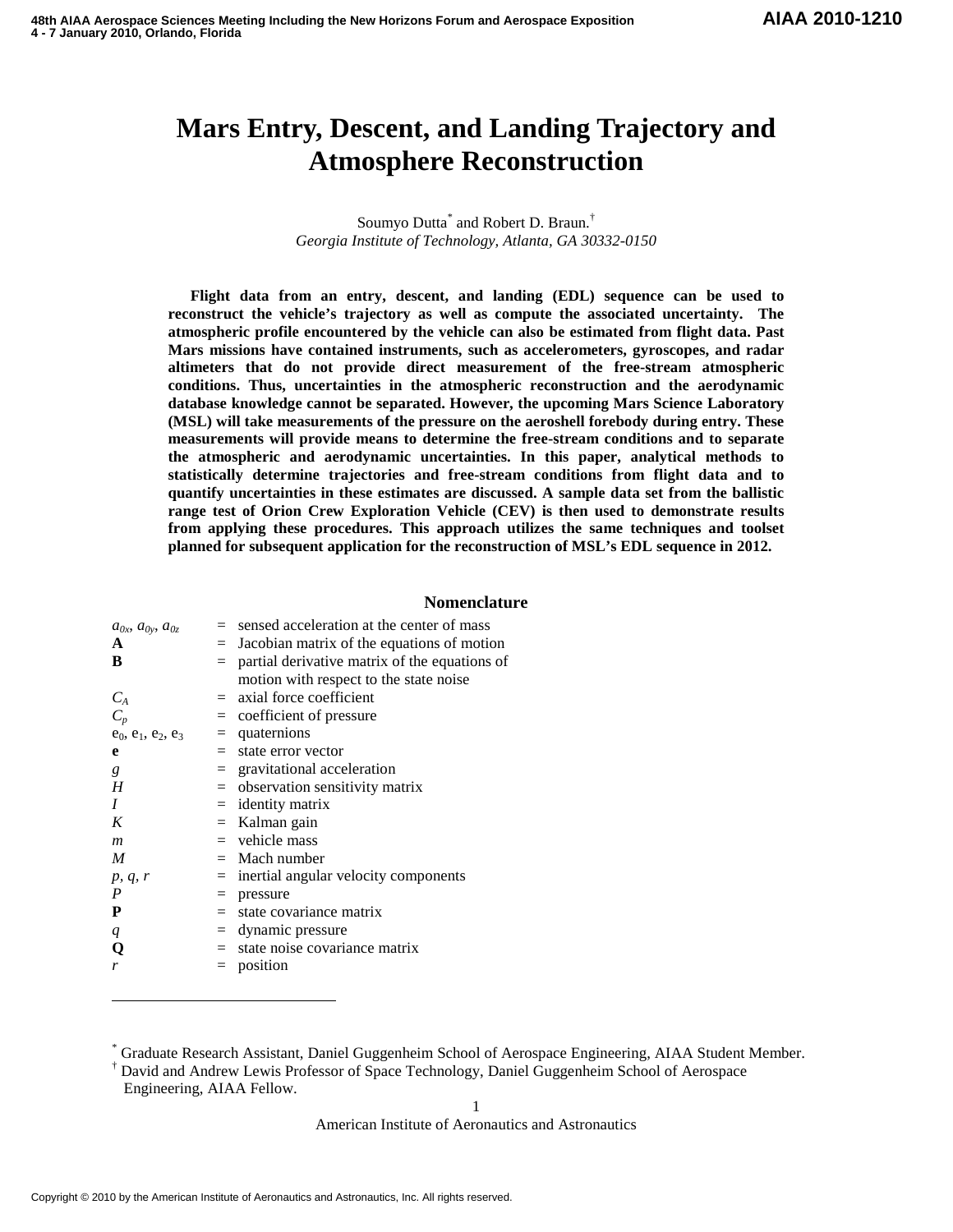# Mars Entry, Descent, and Landing Trajectory and Atmosphere Reconstruction

Soumyo Dutta[*] and Robert D. Braun.[†]
*Georgia Institute of Technology, Atlanta, GA 30332-0150*

**Flight data from an entry, descent, and landing (EDL) sequence can be used to reconstruct the vehicle's trajectory as well as compute the associated uncertainty. The atmospheric profile encountered by the vehicle can also be estimated from flight data. Past Mars missions have contained instruments, such as accelerometers, gyroscopes, and radar altimeters that do not provide direct measurement of the free-stream atmospheric conditions. Thus, uncertainties in the atmospheric reconstruction and the aerodynamic database knowledge cannot be separated. However, the upcoming Mars Science Laboratory (MSL) will take measurements of the pressure on the aeroshell forebody during entry. These measurements will provide means to determine the free-stream conditions and to separate the atmospheric and aerodynamic uncertainties. In this paper, analytical methods to statistically determine trajectories and free-stream conditions from flight data and to quantify uncertainties in these estimates are discussed. A sample data set from the ballistic range test of Orion Crew Exploration Vehicle (CEV) is then used to demonstrate results from applying these procedures. This approach utilizes the same techniques and toolset planned for subsequent application for the reconstruction of MSL's EDL sequence in 2012.**

## Nomenclature

| | | |
|---|---|---|
| $a_{0x}$, $a_{0y}$, $a_{0z}$ | = | sensed acceleration at the center of mass |
| $\mathbf{A}$ | = | Jacobian matrix of the equations of motion |
| $\mathbf{B}$ | = | partial derivative matrix of the equations of motion with respect to the state noise |
| $C_A$ | = | axial force coefficient |
| $C_p$ | = | coefficient of pressure |
| $e_0$, $e_1$, $e_2$, $e_3$ | = | quaternions |
| $\mathbf{e}$ | = | state error vector |
| $g$ | = | gravitational acceleration |
| $H$ | = | observation sensitivity matrix |
| $I$ | = | identity matrix |
| $K$ | = | Kalman gain |
| $m$ | = | vehicle mass |
| $M$ | = | Mach number |
| $p$, $q$, $r$ | = | inertial angular velocity components |
| $P$ | = | pressure |
| $\mathbf{P}$ | = | state covariance matrix |
| $q$ | = | dynamic pressure |
| $\mathbf{Q}$ | = | state noise covariance matrix |
| $r$ | = | position |

[*] Graduate Research Assistant, Daniel Guggenheim School of Aerospace Engineering, AIAA Student Member.
[†] David and Andrew Lewis Professor of Space Technology, Daniel Guggenheim School of Aerospace Engineering, AIAA Fellow.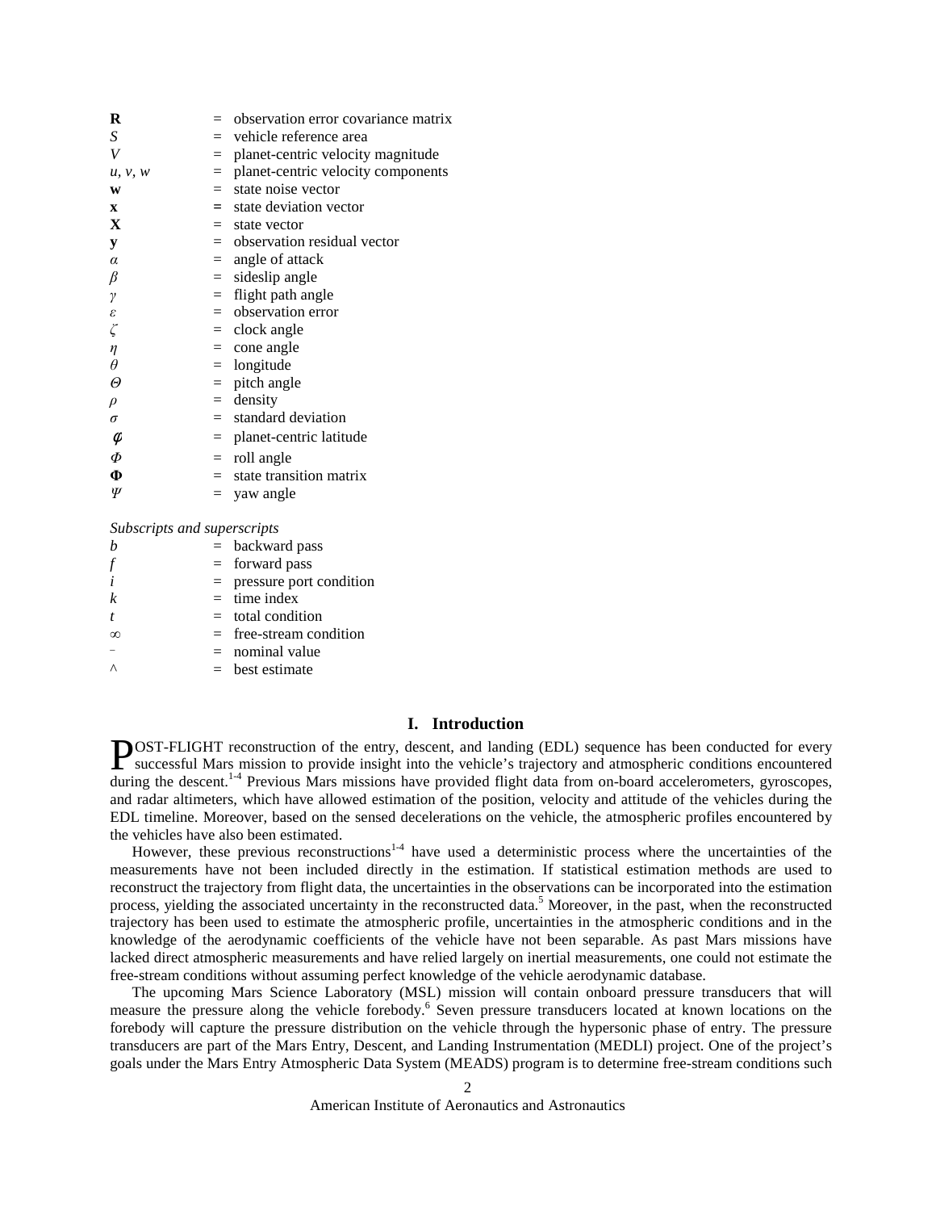| | | |
|---|---|---|
| $\mathbf{R}$ | = | observation error covariance matrix |
| $S$ | = | vehicle reference area |
| $V$ | = | planet-centric velocity magnitude |
| $u, v, w$ | = | planet-centric velocity components |
| $\mathbf{w}$ | = | state noise vector |
| $\mathbf{x}$ | = | state deviation vector |
| $\mathbf{X}$ | = | state vector |
| $\mathbf{y}$ | = | observation residual vector |
| $\alpha$ | = | angle of attack |
| $\beta$ | = | sideslip angle |
| $\gamma$ | = | flight path angle |
| $\varepsilon$ | = | observation error |
| $\zeta$ | = | clock angle |
| $\eta$ | = | cone angle |
| $\theta$ | = | longitude |
| $\Theta$ | = | pitch angle |
| $\rho$ | = | density |
| $\sigma$ | = | standard deviation |
| $\phi$ | = | planet-centric latitude |
| $\Phi$ | = | roll angle |
| $\mathbf{\Phi}$ | = | state transition matrix |
| $\Psi$ | = | yaw angle |

*Subscripts and superscripts*

| | | |
|---|---|---|
| $b$ | = | backward pass |
| $f$ | = | forward pass |
| $i$ | = | pressure port condition |
| $k$ | = | time index |
| $t$ | = | total condition |
| $\infty$ | = | free-stream condition |
| $^-$ | = | nominal value |
| $\wedge$ | = | best estimate |

## I. Introduction

POST-FLIGHT reconstruction of the entry, descent, and landing (EDL) sequence has been conducted for every successful Mars mission to provide insight into the vehicle's trajectory and atmospheric conditions encountered during the descent.[1-4] Previous Mars missions have provided flight data from on-board accelerometers, gyroscopes, and radar altimeters, which have allowed estimation of the position, velocity and attitude of the vehicles during the EDL timeline. Moreover, based on the sensed decelerations on the vehicle, the atmospheric profiles encountered by the vehicles have also been estimated.

However, these previous reconstructions[1-4] have used a deterministic process where the uncertainties of the measurements have not been included directly in the estimation. If statistical estimation methods are used to reconstruct the trajectory from flight data, the uncertainties in the observations can be incorporated into the estimation process, yielding the associated uncertainty in the reconstructed data.[5] Moreover, in the past, when the reconstructed trajectory has been used to estimate the atmospheric profile, uncertainties in the atmospheric conditions and in the knowledge of the aerodynamic coefficients of the vehicle have not been separable. As past Mars missions have lacked direct atmospheric measurements and have relied largely on inertial measurements, one could not estimate the free-stream conditions without assuming perfect knowledge of the vehicle aerodynamic database.

The upcoming Mars Science Laboratory (MSL) mission will contain onboard pressure transducers that will measure the pressure along the vehicle forebody.[6] Seven pressure transducers located at known locations on the forebody will capture the pressure distribution on the vehicle through the hypersonic phase of entry. The pressure transducers are part of the Mars Entry, Descent, and Landing Instrumentation (MEDLI) project. One of the project's goals under the Mars Entry Atmospheric Data System (MEADS) program is to determine free-stream conditions such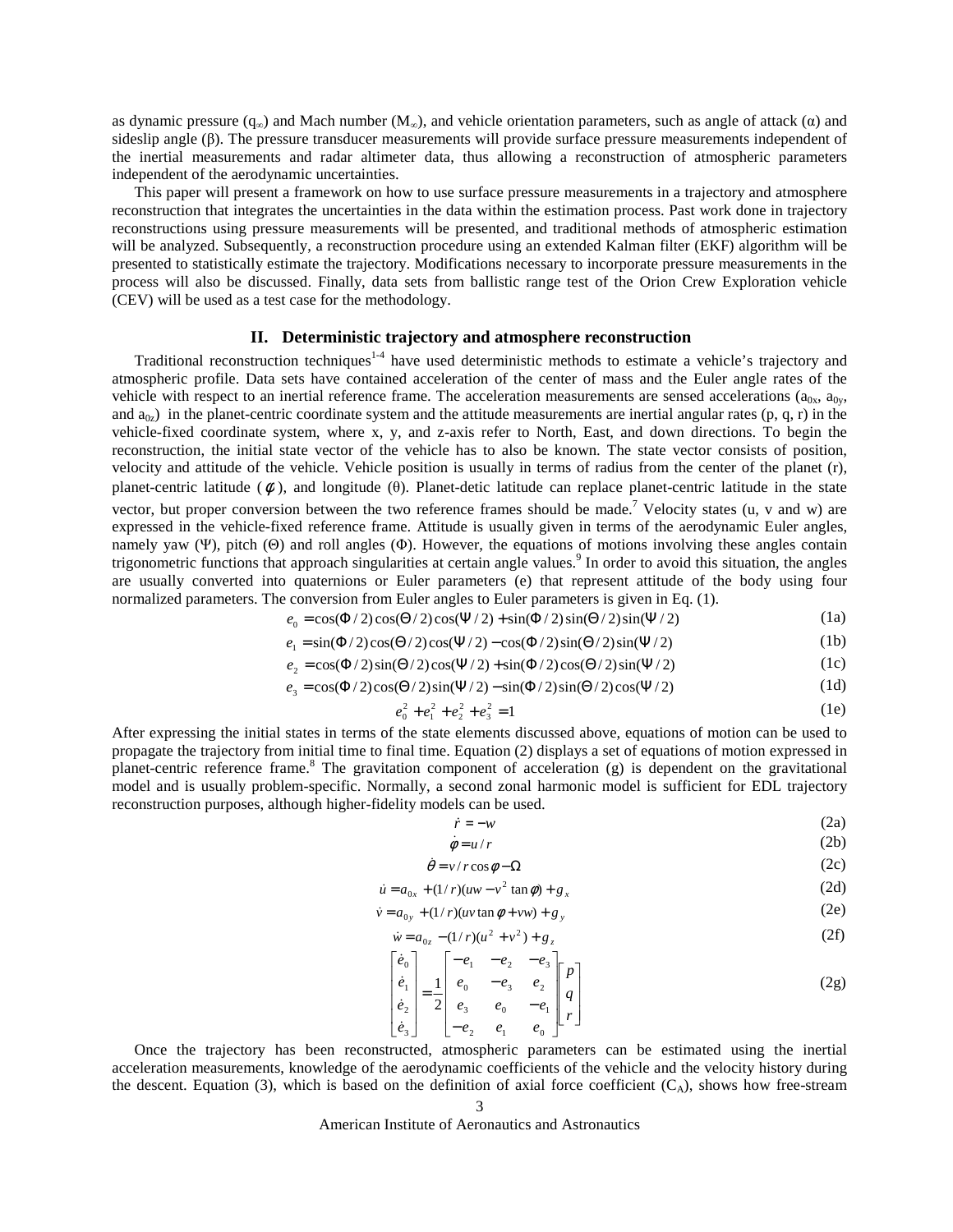as dynamic pressure ($q_\infty$) and Mach number ($M_\infty$), and vehicle orientation parameters, such as angle of attack ($\alpha$) and sideslip angle ($\beta$). The pressure transducer measurements will provide surface pressure measurements independent of the inertial measurements and radar altimeter data, thus allowing a reconstruction of atmospheric parameters independent of the aerodynamic uncertainties.

This paper will present a framework on how to use surface pressure measurements in a trajectory and atmosphere reconstruction that integrates the uncertainties in the data within the estimation process. Past work done in trajectory reconstructions using pressure measurements will be presented, and traditional methods of atmospheric estimation will be analyzed. Subsequently, a reconstruction procedure using an extended Kalman filter (EKF) algorithm will be presented to statistically estimate the trajectory. Modifications necessary to incorporate pressure measurements in the process will also be discussed. Finally, data sets from ballistic range test of the Orion Crew Exploration vehicle (CEV) will be used as a test case for the methodology.

## II. Deterministic trajectory and atmosphere reconstruction

Traditional reconstruction techniques[1-4] have used deterministic methods to estimate a vehicle's trajectory and atmospheric profile. Data sets have contained acceleration of the center of mass and the Euler angle rates of the vehicle with respect to an inertial reference frame. The acceleration measurements are sensed accelerations ($a_{0x}$, $a_{0y}$, and $a_{0z}$) in the planet-centric coordinate system and the attitude measurements are inertial angular rates (p, q, r) in the vehicle-fixed coordinate system, where x, y, and z-axis refer to North, East, and down directions. To begin the reconstruction, the initial state vector of the vehicle has to also be known. The state vector consists of position, velocity and attitude of the vehicle. Vehicle position is usually in terms of radius from the center of the planet (r), planet-centric latitude ($\phi$), and longitude ($\theta$). Planet-detic latitude can replace planet-centric latitude in the state vector, but proper conversion between the two reference frames should be made.[7] Velocity states (u, v and w) are expressed in the vehicle-fixed reference frame. Attitude is usually given in terms of the aerodynamic Euler angles, namely yaw ($\Psi$), pitch ($\Theta$) and roll angles ($\Phi$). However, the equations of motions involving these angles contain trigonometric functions that approach singularities at certain angle values.[9] In order to avoid this situation, the angles are usually converted into quaternions or Euler parameters (e) that represent attitude of the body using four normalized parameters. The conversion from Euler angles to Euler parameters is given in Eq. (1).

$$e_0 = \cos(\Phi/2)\cos(\Theta/2)\cos(\Psi/2) + \sin(\Phi/2)\sin(\Theta/2)\sin(\Psi/2) \tag{1a}$$

$$e_1 = \sin(\Phi/2)\cos(\Theta/2)\cos(\Psi/2) - \cos(\Phi/2)\sin(\Theta/2)\sin(\Psi/2) \tag{1b}$$

$$e_2 = \cos(\Phi/2)\sin(\Theta/2)\cos(\Psi/2) + \sin(\Phi/2)\cos(\Theta/2)\sin(\Psi/2) \tag{1c}$$

$$e_3 = \cos(\Phi/2)\cos(\Theta/2)\sin(\Psi/2) - \sin(\Phi/2)\sin(\Theta/2)\cos(\Psi/2) \tag{1d}$$

$$e_0^2 + e_1^2 + e_2^2 + e_3^2 = 1 \tag{1e}$$

After expressing the initial states in terms of the state elements discussed above, equations of motion can be used to propagate the trajectory from initial time to final time. Equation (2) displays a set of equations of motion expressed in planet-centric reference frame.[8] The gravitation component of acceleration (g) is dependent on the gravitational model and is usually problem-specific. Normally, a second zonal harmonic model is sufficient for EDL trajectory reconstruction purposes, although higher-fidelity models can be used.

$$\dot{r} = -w \tag{2a}$$

$$\dot{\phi} = u/r \tag{2b}$$

$$\dot{\theta} = v/r\cos\phi - \Omega \tag{2c}$$

$$\dot{u} = a_{0x} + (1/r)(uw - v^2\tan\phi) + g_x \tag{2d}$$

$$\dot{v} = a_{0y} + (1/r)(uv\tan\phi + vw) + g_y \tag{2e}$$

$$\dot{w} = a_{0z} - (1/r)(u^2 + v^2) + g_z \tag{2f}$$

$$\begin{bmatrix} \dot{e}_0 \\ \dot{e}_1 \\ \dot{e}_2 \\ \dot{e}_3 \end{bmatrix} = \frac{1}{2}\begin{bmatrix} -e_1 & -e_2 & -e_3 \\ e_0 & -e_3 & e_2 \\ e_3 & e_0 & -e_1 \\ -e_2 & e_1 & e_0 \end{bmatrix}\begin{bmatrix} p \\ q \\ r \end{bmatrix} \tag{2g}$$

Once the trajectory has been reconstructed, atmospheric parameters can be estimated using the inertial acceleration measurements, knowledge of the aerodynamic coefficients of the vehicle and the velocity history during the descent. Equation (3), which is based on the definition of axial force coefficient ($C_A$), shows how free-stream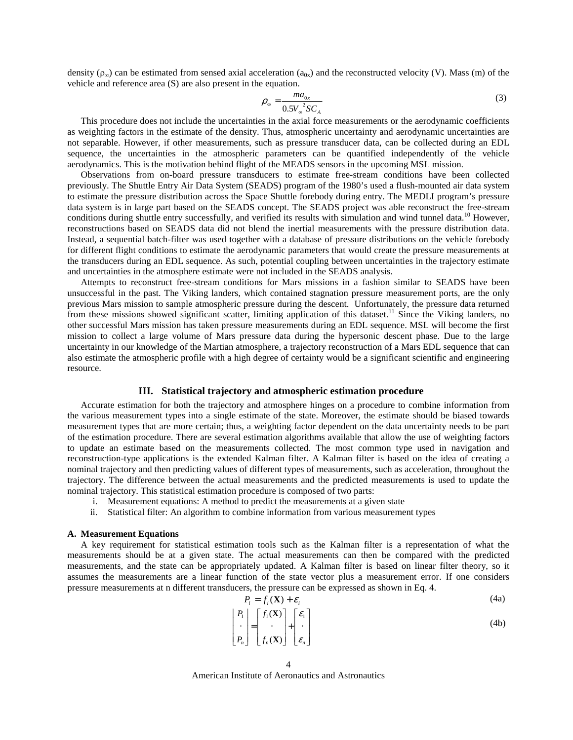density ($\rho_\infty$) can be estimated from sensed axial acceleration ($a_{0x}$) and the reconstructed velocity (V). Mass (m) of the vehicle and reference area (S) are also present in the equation.

$$\rho_\infty = \frac{ma_{0x}}{0.5V_\infty^{\ 2}SC_A} \tag{3}$$

This procedure does not include the uncertainties in the axial force measurements or the aerodynamic coefficients as weighting factors in the estimate of the density. Thus, atmospheric uncertainty and aerodynamic uncertainties are not separable. However, if other measurements, such as pressure transducer data, can be collected during an EDL sequence, the uncertainties in the atmospheric parameters can be quantified independently of the vehicle aerodynamics. This is the motivation behind flight of the MEADS sensors in the upcoming MSL mission.

Observations from on-board pressure transducers to estimate free-stream conditions have been collected previously. The Shuttle Entry Air Data System (SEADS) program of the 1980's used a flush-mounted air data system to estimate the pressure distribution across the Space Shuttle forebody during entry. The MEDLI program's pressure data system is in large part based on the SEADS concept. The SEADS project was able reconstruct the free-stream conditions during shuttle entry successfully, and verified its results with simulation and wind tunnel data.[10] However, reconstructions based on SEADS data did not blend the inertial measurements with the pressure distribution data. Instead, a sequential batch-filter was used together with a database of pressure distributions on the vehicle forebody for different flight conditions to estimate the aerodynamic parameters that would create the pressure measurements at the transducers during an EDL sequence. As such, potential coupling between uncertainties in the trajectory estimate and uncertainties in the atmosphere estimate were not included in the SEADS analysis.

Attempts to reconstruct free-stream conditions for Mars missions in a fashion similar to SEADS have been unsuccessful in the past. The Viking landers, which contained stagnation pressure measurement ports, are the only previous Mars mission to sample atmospheric pressure during the descent. Unfortunately, the pressure data returned from these missions showed significant scatter, limiting application of this dataset.[11] Since the Viking landers, no other successful Mars mission has taken pressure measurements during an EDL sequence. MSL will become the first mission to collect a large volume of Mars pressure data during the hypersonic descent phase. Due to the large uncertainty in our knowledge of the Martian atmosphere, a trajectory reconstruction of a Mars EDL sequence that can also estimate the atmospheric profile with a high degree of certainty would be a significant scientific and engineering resource.

## III. Statistical trajectory and atmospheric estimation procedure

Accurate estimation for both the trajectory and atmosphere hinges on a procedure to combine information from the various measurement types into a single estimate of the state. Moreover, the estimate should be biased towards measurement types that are more certain; thus, a weighting factor dependent on the data uncertainty needs to be part of the estimation procedure. There are several estimation algorithms available that allow the use of weighting factors to update an estimate based on the measurements collected. The most common type used in navigation and reconstruction-type applications is the extended Kalman filter. A Kalman filter is based on the idea of creating a nominal trajectory and then predicting values of different types of measurements, such as acceleration, throughout the trajectory. The difference between the actual measurements and the predicted measurements is used to update the nominal trajectory. This statistical estimation procedure is composed of two parts:

i. Measurement equations: A method to predict the measurements at a given state
ii. Statistical filter: An algorithm to combine information from various measurement types

### A. Measurement Equations

A key requirement for statistical estimation tools such as the Kalman filter is a representation of what the measurements should be at a given state. The actual measurements can then be compared with the predicted measurements, and the state can be appropriately updated. A Kalman filter is based on linear filter theory, so it assumes the measurements are a linear function of the state vector plus a measurement error. If one considers pressure measurements at n different transducers, the pressure can be expressed as shown in Eq. 4.

$$P_i = f_i(\mathbf{X}) + \varepsilon_i \tag{4a}$$

$$\begin{bmatrix} P_1 \\ \cdot \\ P_n \end{bmatrix} = \begin{bmatrix} f_1(\mathbf{X}) \\ \cdot \\ f_n(\mathbf{X}) \end{bmatrix} + \begin{bmatrix} \varepsilon_1 \\ \cdot \\ \varepsilon_n \end{bmatrix} \tag{4b}$$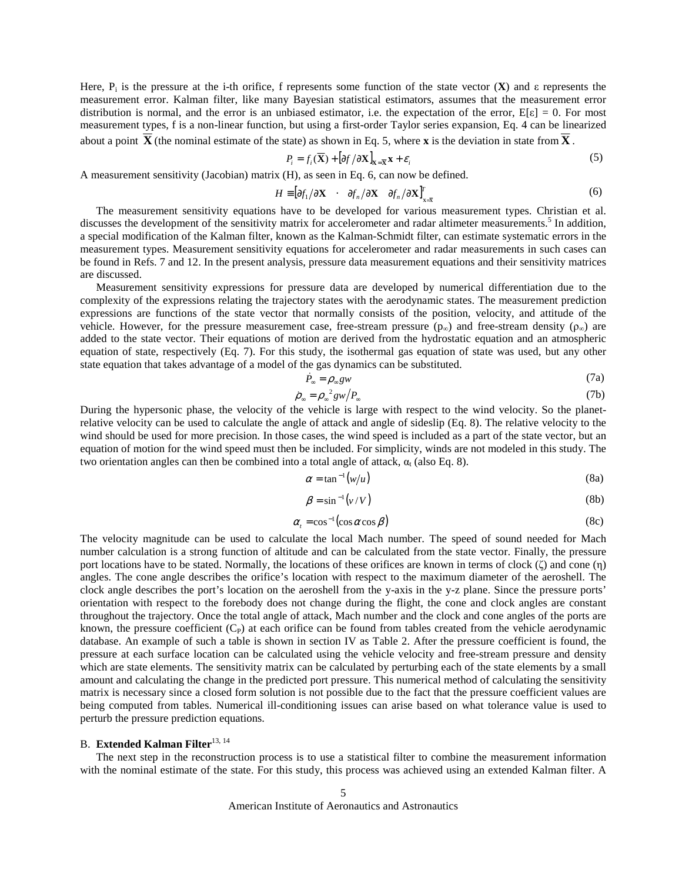Here, $P_i$ is the pressure at the i-th orifice, f represents some function of the state vector (**X**) and $\varepsilon$ represents the measurement error. Kalman filter, like many Bayesian statistical estimators, assumes that the measurement error distribution is normal, and the error is an unbiased estimator, i.e. the expectation of the error, $E[\varepsilon] = 0$. For most measurement types, f is a non-linear function, but using a first-order Taylor series expansion, Eq. 4 can be linearized about a point $\overline{\mathbf{X}}$ (the nominal estimate of the state) as shown in Eq. 5, where **x** is the deviation in state from $\overline{\mathbf{X}}$.

$$P_i = f_i(\overline{\mathbf{X}}) + \left[\partial f / \partial \mathbf{X}\right]_{\mathbf{X}=\overline{\mathbf{X}}} \mathbf{x} + \varepsilon_i \tag{5}$$

A measurement sensitivity (Jacobian) matrix (H), as seen in Eq. 6, can now be defined.

$$H \equiv \left[\partial f_1/\partial \mathbf{X} \quad \cdot \quad \partial f_n/\partial \mathbf{X} \quad \partial f_n/\partial \mathbf{X}\right]^T_{\mathbf{x}=\overline{\mathbf{x}}} \tag{6}$$

The measurement sensitivity equations have to be developed for various measurement types. Christian et al. discusses the development of the sensitivity matrix for accelerometer and radar altimeter measurements.[5] In addition, a special modification of the Kalman filter, known as the Kalman-Schmidt filter, can estimate systematic errors in the measurement types. Measurement sensitivity equations for accelerometer and radar measurements in such cases can be found in Refs. 7 and 12. In the present analysis, pressure data measurement equations and their sensitivity matrices are discussed.

Measurement sensitivity expressions for pressure data are developed by numerical differentiation due to the complexity of the expressions relating the trajectory states with the aerodynamic states. The measurement prediction expressions are functions of the state vector that normally consists of the position, velocity, and attitude of the vehicle. However, for the pressure measurement case, free-stream pressure ($p_\infty$) and free-stream density ($\rho_\infty$) are added to the state vector. Their equations of motion are derived from the hydrostatic equation and an atmospheric equation of state, respectively (Eq. 7). For this study, the isothermal gas equation of state was used, but any other state equation that takes advantage of a model of the gas dynamics can be substituted.

$$\dot{P}_\infty = \rho_\infty g w \tag{7a}$$

$$\dot{\rho}_\infty = \rho_\infty^{\ 2} g w / P_\infty \tag{7b}$$

During the hypersonic phase, the velocity of the vehicle is large with respect to the wind velocity. So the planet-relative velocity can be used to calculate the angle of attack and angle of sideslip (Eq. 8). The relative velocity to the wind should be used for more precision. In those cases, the wind speed is included as a part of the state vector, but an equation of motion for the wind speed must then be included. For simplicity, winds are not modeled in this study. The two orientation angles can then be combined into a total angle of attack, $\alpha_t$ (also Eq. 8).

$$\alpha = \tan^{-1}(w/u) \tag{8a}$$

$$\beta = \sin^{-1}(v/V) \tag{8b}$$

$$\alpha_t = \cos^{-1}(\cos\alpha \cos\beta) \tag{8c}$$

The velocity magnitude can be used to calculate the local Mach number. The speed of sound needed for Mach number calculation is a strong function of altitude and can be calculated from the state vector. Finally, the pressure port locations have to be stated. Normally, the locations of these orifices are known in terms of clock ($\zeta$) and cone ($\eta$) angles. The cone angle describes the orifice's location with respect to the maximum diameter of the aeroshell. The clock angle describes the port's location on the aeroshell from the y-axis in the y-z plane. Since the pressure ports' orientation with respect to the forebody does not change during the flight, the cone and clock angles are constant throughout the trajectory. Once the total angle of attack, Mach number and the clock and cone angles of the ports are known, the pressure coefficient ($C_P$) at each orifice can be found from tables created from the vehicle aerodynamic database. An example of such a table is shown in section IV as Table 2. After the pressure coefficient is found, the pressure at each surface location can be calculated using the vehicle velocity and free-stream pressure and density which are state elements. The sensitivity matrix can be calculated by perturbing each of the state elements by a small amount and calculating the change in the predicted port pressure. This numerical method of calculating the sensitivity matrix is necessary since a closed form solution is not possible due to the fact that the pressure coefficient values are being computed from tables. Numerical ill-conditioning issues can arise based on what tolerance value is used to perturb the pressure prediction equations.

### B. Extended Kalman Filter[13, 14]

The next step in the reconstruction process is to use a statistical filter to combine the measurement information with the nominal estimate of the state. For this study, this process was achieved using an extended Kalman filter. A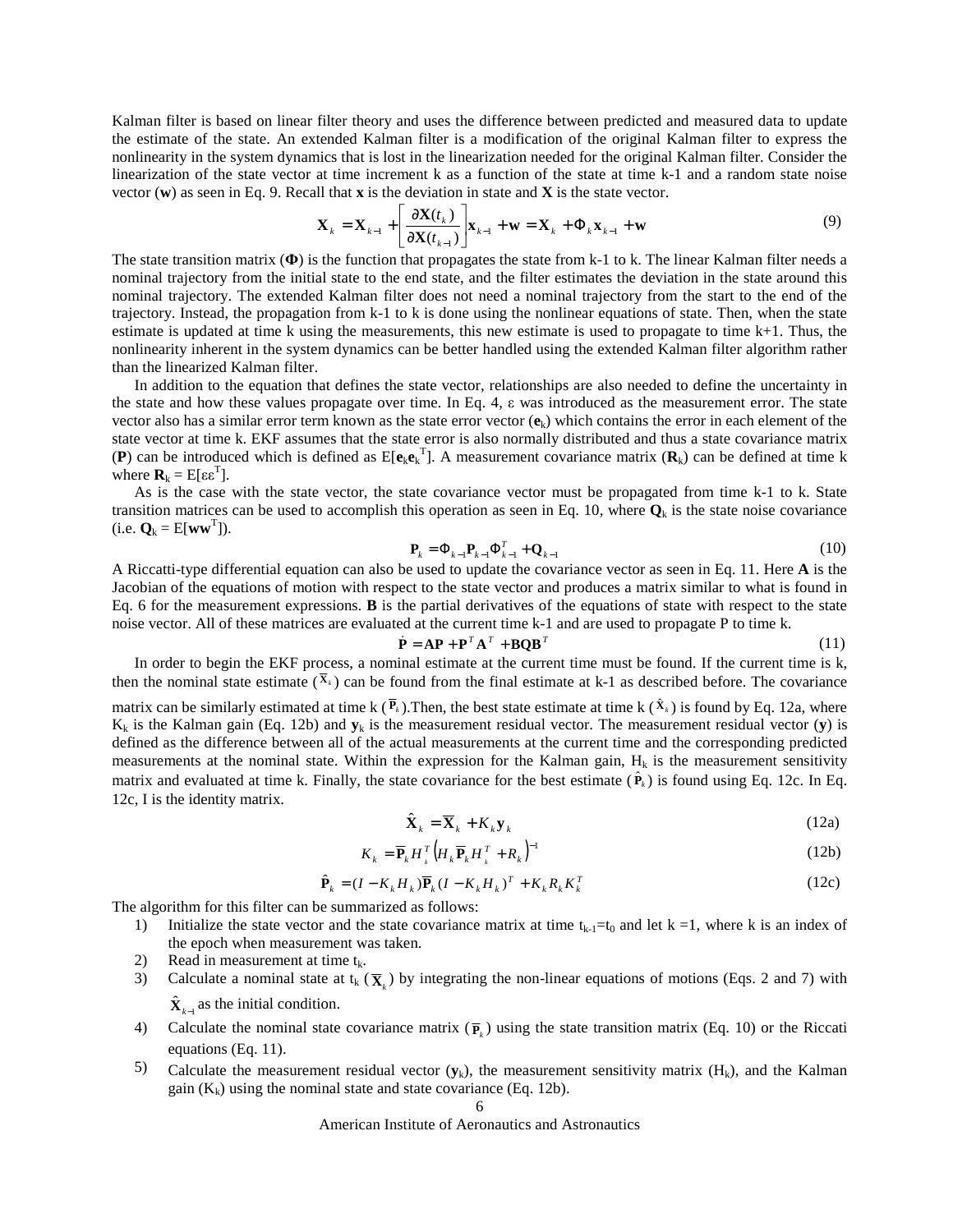Kalman filter is based on linear filter theory and uses the difference between predicted and measured data to update the estimate of the state. An extended Kalman filter is a modification of the original Kalman filter to express the nonlinearity in the system dynamics that is lost in the linearization needed for the original Kalman filter. Consider the linearization of the state vector at time increment k as a function of the state at time k-1 and a random state noise vector ($\mathbf{w}$) as seen in Eq. 9. Recall that $\mathbf{x}$ is the deviation in state and $\mathbf{X}$ is the state vector.

$$\mathbf{X}_k = \mathbf{X}_{k-1} + \left[\frac{\partial \mathbf{X}(t_k)}{\partial \mathbf{X}(t_{k-1})}\right]\mathbf{x}_{k-1} + \mathbf{w} = \mathbf{X}_k + \Phi_k \mathbf{x}_{k-1} + \mathbf{w} \tag{9}$$

The state transition matrix ($\mathbf{\Phi}$) is the function that propagates the state from k-1 to k. The linear Kalman filter needs a nominal trajectory from the initial state to the end state, and the filter estimates the deviation in the state around this nominal trajectory. The extended Kalman filter does not need a nominal trajectory from the start to the end of the trajectory. Instead, the propagation from k-1 to k is done using the nonlinear equations of state. Then, when the state estimate is updated at time k using the measurements, this new estimate is used to propagate to time k+1. Thus, the nonlinearity inherent in the system dynamics can be better handled using the extended Kalman filter algorithm rather than the linearized Kalman filter.

In addition to the equation that defines the state vector, relationships are also needed to define the uncertainty in the state and how these values propagate over time. In Eq. 4, $\varepsilon$ was introduced as the measurement error. The state vector also has a similar error term known as the state error vector ($\mathbf{e}_k$) which contains the error in each element of the state vector at time k. EKF assumes that the state error is also normally distributed and thus a state covariance matrix ($\mathbf{P}$) can be introduced which is defined as $E[\mathbf{e}_k\mathbf{e}_k^T]$. A measurement covariance matrix ($\mathbf{R}_k$) can be defined at time k where $\mathbf{R}_k = E[\varepsilon\varepsilon^T]$.

As is the case with the state vector, the state covariance vector must be propagated from time k-1 to k. State transition matrices can be used to accomplish this operation as seen in Eq. 10, where $\mathbf{Q}_k$ is the state noise covariance (i.e. $\mathbf{Q}_k = E[\mathbf{w}\mathbf{w}^T]$).

$$\mathbf{P}_k = \Phi_{k-1}\mathbf{P}_{k-1}\Phi_{k-1}^T + \mathbf{Q}_{k-1} \tag{10}$$

A Riccatti-type differential equation can also be used to update the covariance vector as seen in Eq. 11. Here $\mathbf{A}$ is the Jacobian of the equations of motion with respect to the state vector and produces a matrix similar to what is found in Eq. 6 for the measurement expressions. $\mathbf{B}$ is the partial derivatives of the equations of state with respect to the state noise vector. All of these matrices are evaluated at the current time k-1 and are used to propagate P to time k.

$$\dot{\mathbf{P}} = \mathbf{A}\mathbf{P} + \mathbf{P}^T\mathbf{A}^T + \mathbf{B}\mathbf{Q}\mathbf{B}^T \tag{11}$$

In order to begin the EKF process, a nominal estimate at the current time must be found. If the current time is k, then the nominal state estimate ($\overline{\mathbf{X}}_k$) can be found from the final estimate at k-1 as described before. The covariance matrix can be similarly estimated at time k ($\overline{\mathbf{P}}_k$).Then, the best state estimate at time k ($\hat{\mathbf{X}}_k$) is found by Eq. 12a, where $K_k$ is the Kalman gain (Eq. 12b) and $\mathbf{y}_k$ is the measurement residual vector. The measurement residual vector ($\mathbf{y}$) is defined as the difference between all of the actual measurements at the current time and the corresponding predicted measurements at the nominal state. Within the expression for the Kalman gain, $H_k$ is the measurement sensitivity matrix and evaluated at time k. Finally, the state covariance for the best estimate ($\hat{\mathbf{P}}_k$) is found using Eq. 12c. In Eq. 12c, I is the identity matrix.

$$\hat{\mathbf{X}}_k = \overline{\mathbf{X}}_k + K_k\mathbf{y}_k \tag{12a}$$

$$K_k = \overline{\mathbf{P}}_k H_k^T\left(H_k\overline{\mathbf{P}}_k H_k^T + R_k\right)^{-1} \tag{12b}$$

$$\hat{\mathbf{P}}_k = (I - K_k H_k)\overline{\mathbf{P}}_k(I - K_k H_k)^T + K_k R_k K_k^T \tag{12c}$$

The algorithm for this filter can be summarized as follows:

1) Initialize the state vector and the state covariance matrix at time $t_{k-1}=t_0$ and let k =1, where k is an index of the epoch when measurement was taken.
2) Read in measurement at time $t_k$.
3) Calculate a nominal state at $t_k$ ($\overline{\mathbf{X}}_k$) by integrating the non-linear equations of motions (Eqs. 2 and 7) with $\hat{\mathbf{X}}_{k-1}$ as the initial condition.
4) Calculate the nominal state covariance matrix ($\overline{\mathbf{P}}_k$) using the state transition matrix (Eq. 10) or the Riccati equations (Eq. 11).
5) Calculate the measurement residual vector ($\mathbf{y}_k$), the measurement sensitivity matrix ($H_k$), and the Kalman gain ($K_k$) using the nominal state and state covariance (Eq. 12b).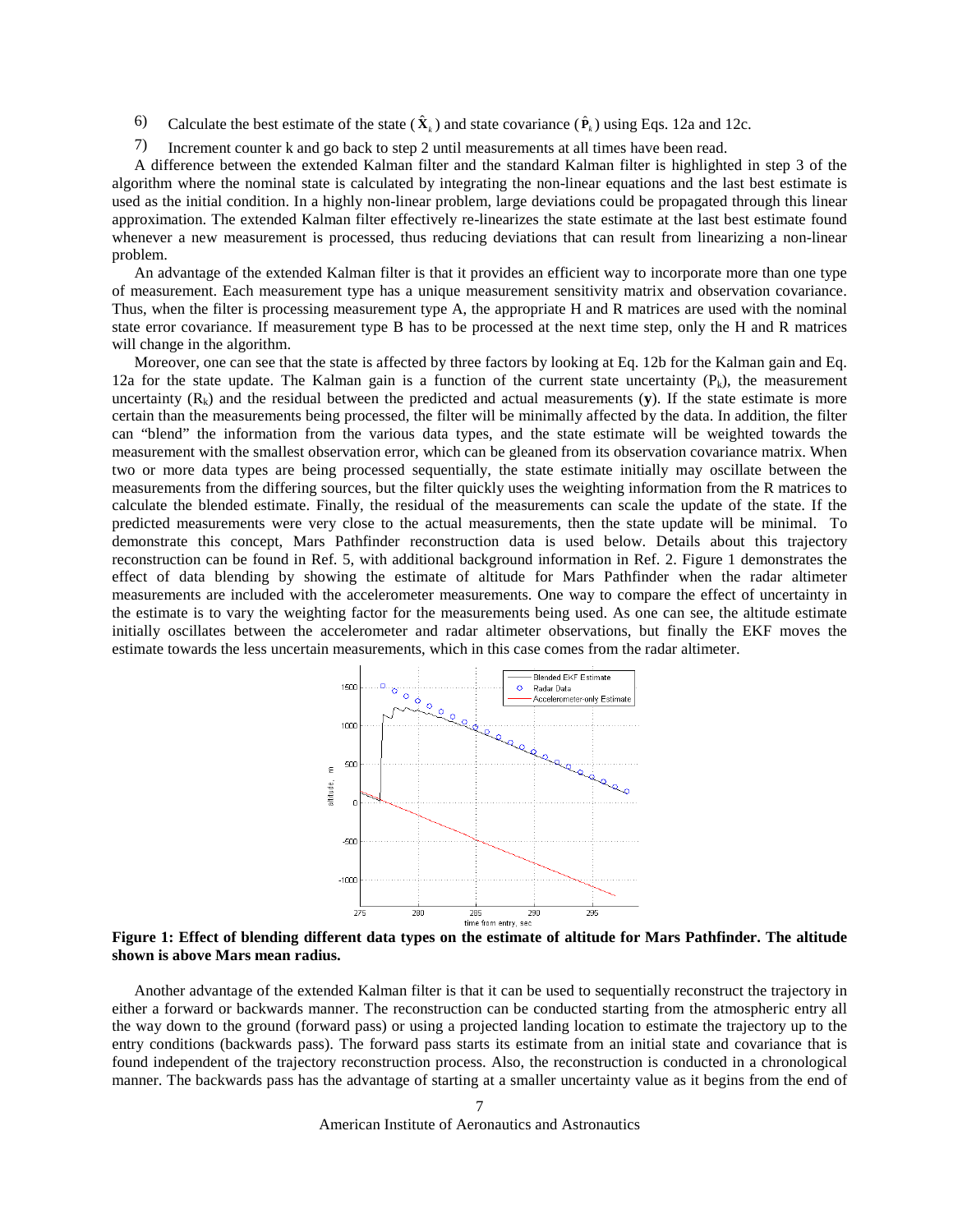6) Calculate the best estimate of the state ($\hat{\mathbf{X}}_k$) and state covariance ($\hat{\mathbf{P}}_k$) using Eqs. 12a and 12c.

7) Increment counter k and go back to step 2 until measurements at all times have been read.

A difference between the extended Kalman filter and the standard Kalman filter is highlighted in step 3 of the algorithm where the nominal state is calculated by integrating the non-linear equations and the last best estimate is used as the initial condition. In a highly non-linear problem, large deviations could be propagated through this linear approximation. The extended Kalman filter effectively re-linearizes the state estimate at the last best estimate found whenever a new measurement is processed, thus reducing deviations that can result from linearizing a non-linear problem.

An advantage of the extended Kalman filter is that it provides an efficient way to incorporate more than one type of measurement. Each measurement type has a unique measurement sensitivity matrix and observation covariance. Thus, when the filter is processing measurement type A, the appropriate H and R matrices are used with the nominal state error covariance. If measurement type B has to be processed at the next time step, only the H and R matrices will change in the algorithm.

Moreover, one can see that the state is affected by three factors by looking at Eq. 12b for the Kalman gain and Eq. 12a for the state update. The Kalman gain is a function of the current state uncertainty ($P_k$), the measurement uncertainty ($R_k$) and the residual between the predicted and actual measurements (**y**). If the state estimate is more certain than the measurements being processed, the filter will be minimally affected by the data. In addition, the filter can "blend" the information from the various data types, and the state estimate will be weighted towards the measurement with the smallest observation error, which can be gleaned from its observation covariance matrix. When two or more data types are being processed sequentially, the state estimate initially may oscillate between the measurements from the differing sources, but the filter quickly uses the weighting information from the R matrices to calculate the blended estimate. Finally, the residual of the measurements can scale the update of the state. If the predicted measurements were very close to the actual measurements, then the state update will be minimal. To demonstrate this concept, Mars Pathfinder reconstruction data is used below. Details about this trajectory reconstruction can be found in Ref. 5, with additional background information in Ref. 2. Figure 1 demonstrates the effect of data blending by showing the estimate of altitude for Mars Pathfinder when the radar altimeter measurements are included with the accelerometer measurements. One way to compare the effect of uncertainty in the estimate is to vary the weighting factor for the measurements being used. As one can see, the altitude estimate initially oscillates between the accelerometer and radar altimeter observations, but finally the EKF moves the estimate towards the less uncertain measurements, which in this case comes from the radar altimeter.

Blended EKF Estimate
Radar Data
Accelerometer-only Estimate
1500
1000
500
0
-500
-1000
altitude, m
275
280
285
290
295
time from entry, sec

**Figure 1: Effect of blending different data types on the estimate of altitude for Mars Pathfinder. The altitude shown is above Mars mean radius.**

Another advantage of the extended Kalman filter is that it can be used to sequentially reconstruct the trajectory in either a forward or backwards manner. The reconstruction can be conducted starting from the atmospheric entry all the way down to the ground (forward pass) or using a projected landing location to estimate the trajectory up to the entry conditions (backwards pass). The forward pass starts its estimate from an initial state and covariance that is found independent of the trajectory reconstruction process. Also, the reconstruction is conducted in a chronological manner. The backwards pass has the advantage of starting at a smaller uncertainty value as it begins from the end of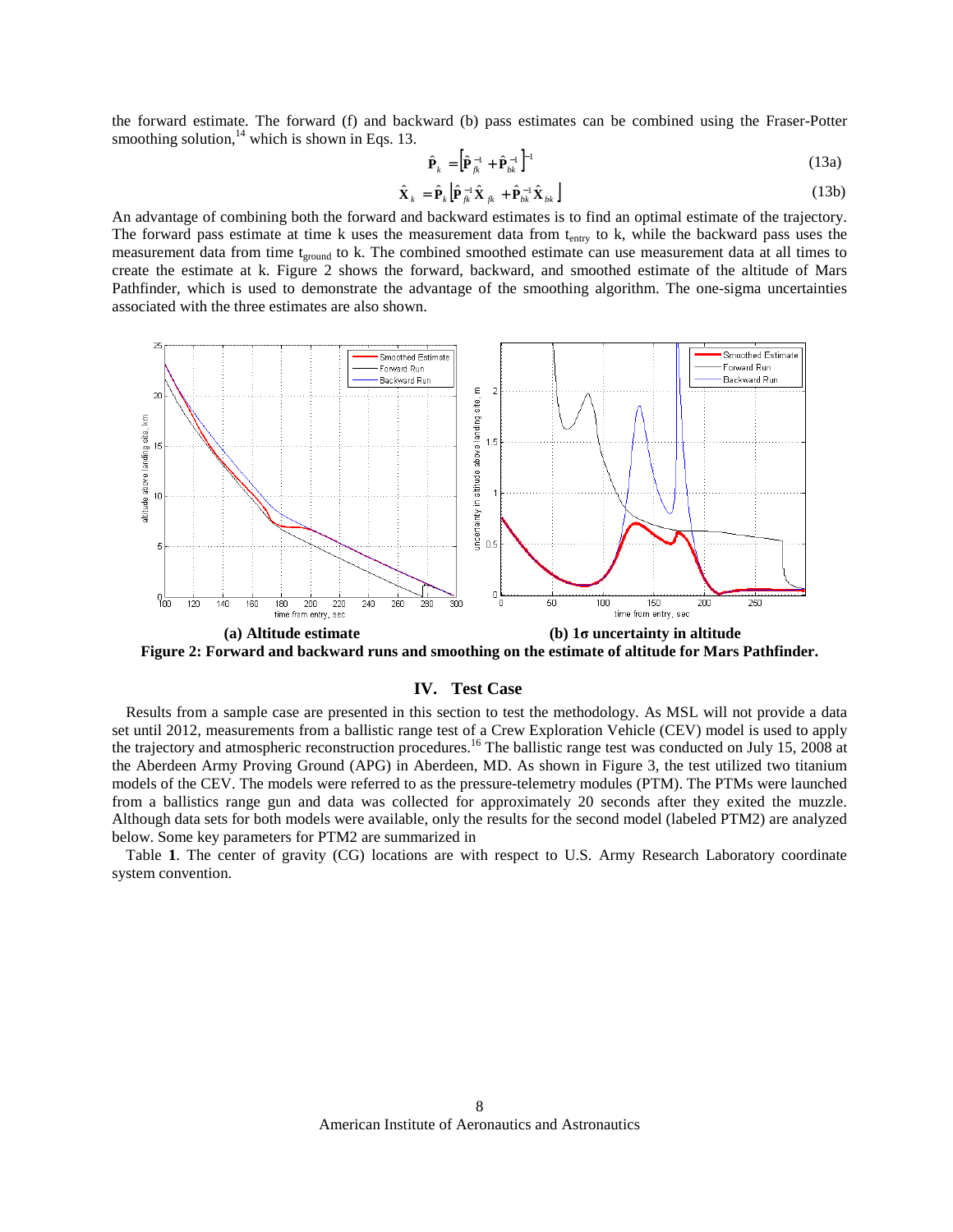the forward estimate. The forward (f) and backward (b) pass estimates can be combined using the Fraser-Potter smoothing solution,[14] which is shown in Eqs. 13.

$$\hat{\mathbf{P}}_k = \left[\hat{\mathbf{P}}_{fk}^{-1} + \hat{\mathbf{P}}_{bk}^{-1}\right]^{-1} \tag{13a}$$

$$\hat{\mathbf{X}}_k = \hat{\mathbf{P}}_k\left[\hat{\mathbf{P}}_{fk}^{-1}\hat{\mathbf{X}}_{fk} + \hat{\mathbf{P}}_{bk}^{-1}\hat{\mathbf{X}}_{bk}\right] \tag{13b}$$

An advantage of combining both the forward and backward estimates is to find an optimal estimate of the trajectory. The forward pass estimate at time k uses the measurement data from $t_{entry}$ to k, while the backward pass uses the measurement data from time $t_{ground}$ to k. The combined smoothed estimate can use measurement data at all times to create the estimate at k. Figure 2 shows the forward, backward, and smoothed estimate of the altitude of Mars Pathfinder, which is used to demonstrate the advantage of the smoothing algorithm. The one-sigma uncertainties associated with the three estimates are also shown.

**(a) Altitude estimate** **(b) 1σ uncertainty in altitude**

**Figure 2: Forward and backward runs and smoothing on the estimate of altitude for Mars Pathfinder.**

## IV. Test Case

Results from a sample case are presented in this section to test the methodology. As MSL will not provide a data set until 2012, measurements from a ballistic range test of a Crew Exploration Vehicle (CEV) model is used to apply the trajectory and atmospheric reconstruction procedures.[16] The ballistic range test was conducted on July 15, 2008 at the Aberdeen Army Proving Ground (APG) in Aberdeen, MD. As shown in Figure 3, the test utilized two titanium models of the CEV. The models were referred to as the pressure-telemetry modules (PTM). The PTMs were launched from a ballistics range gun and data was collected for approximately 20 seconds after they exited the muzzle. Although data sets for both models were available, only the results for the second model (labeled PTM2) are analyzed below. Some key parameters for PTM2 are summarized in

Table **1**. The center of gravity (CG) locations are with respect to U.S. Army Research Laboratory coordinate system convention.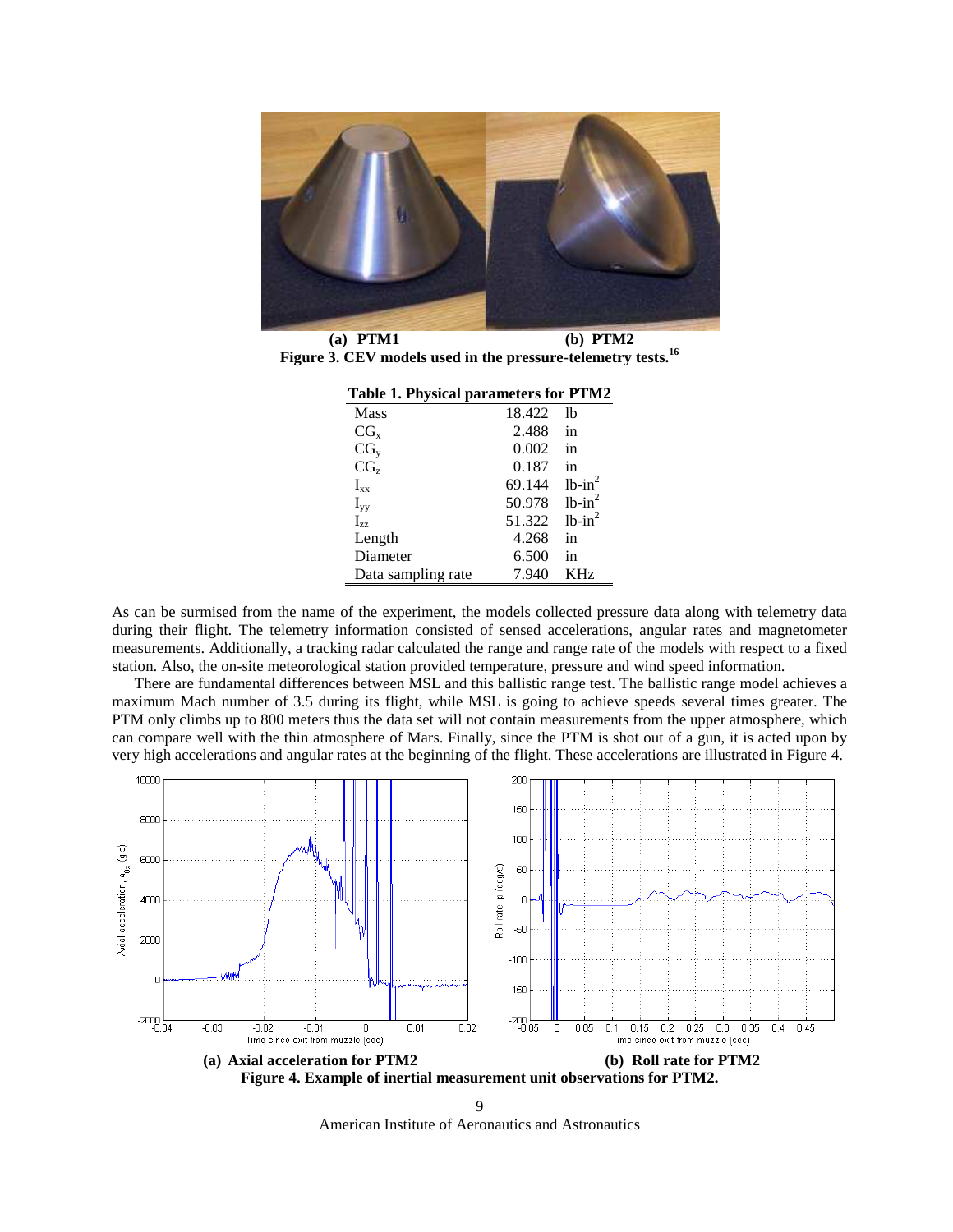**(a) PTM1** **(b) PTM2**

**Figure 3. CEV models used in the pressure-telemetry tests.[16]**

**Table 1. Physical parameters for PTM2**

| | | |
|---|---|---|
| Mass | 18.422 | lb |
| $CG_x$ | 2.488 | in |
| $CG_y$ | 0.002 | in |
| $CG_z$ | 0.187 | in |
| $I_{xx}$ | 69.144 | lb-in$^2$ |
| $I_{yy}$ | 50.978 | lb-in$^2$ |
| $I_{zz}$ | 51.322 | lb-in$^2$ |
| Length | 4.268 | in |
| Diameter | 6.500 | in |
| Data sampling rate | 7.940 | KHz |

As can be surmised from the name of the experiment, the models collected pressure data along with telemetry data during their flight. The telemetry information consisted of sensed accelerations, angular rates and magnetometer measurements. Additionally, a tracking radar calculated the range and range rate of the models with respect to a fixed station. Also, the on-site meteorological station provided temperature, pressure and wind speed information.

There are fundamental differences between MSL and this ballistic range test. The ballistic range model achieves a maximum Mach number of 3.5 during its flight, while MSL is going to achieve speeds several times greater. The PTM only climbs up to 800 meters thus the data set will not contain measurements from the upper atmosphere, which can compare well with the thin atmosphere of Mars. Finally, since the PTM is shot out of a gun, it is acted upon by very high accelerations and angular rates at the beginning of the flight. These accelerations are illustrated in Figure 4.

**(a) Axial acceleration for PTM2** **(b) Roll rate for PTM2**

**Figure 4. Example of inertial measurement unit observations for PTM2.**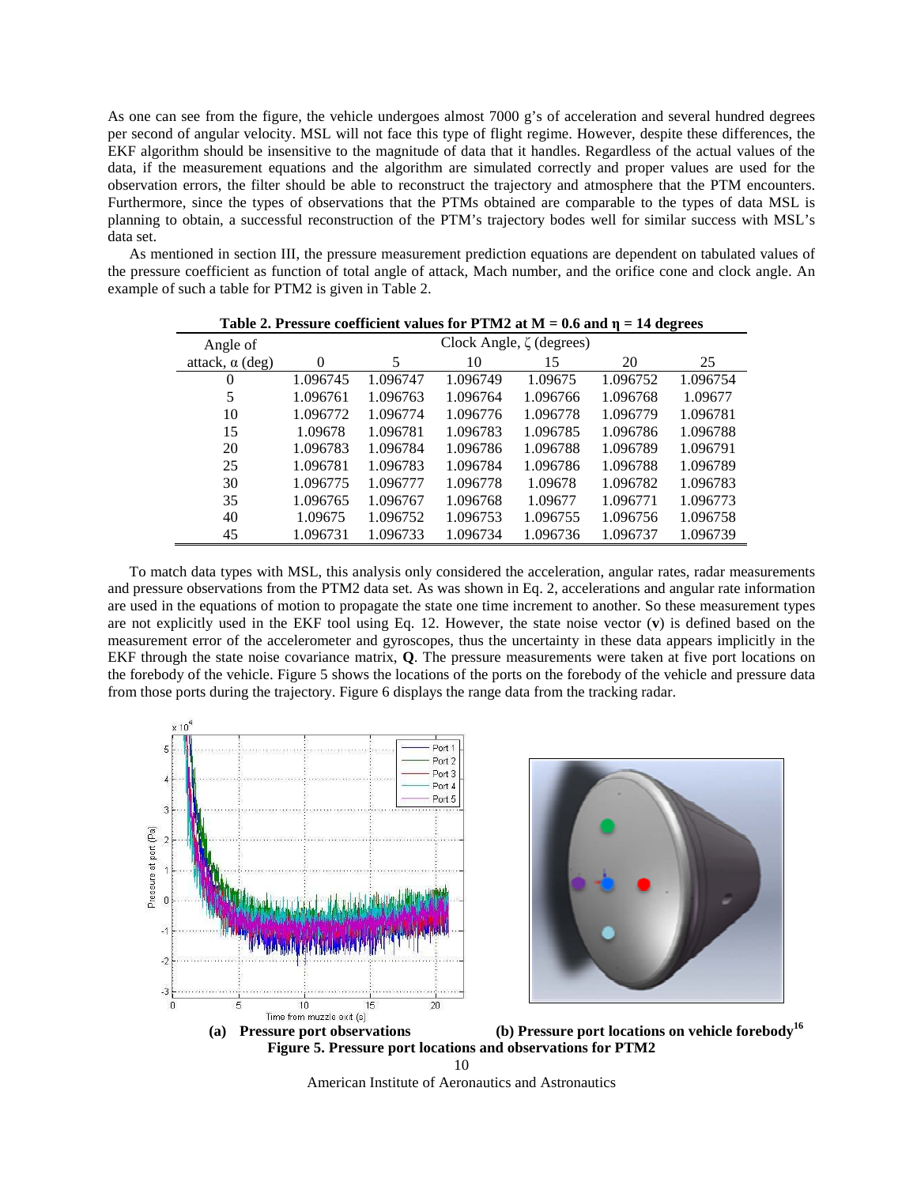As one can see from the figure, the vehicle undergoes almost 7000 g's of acceleration and several hundred degrees per second of angular velocity. MSL will not face this type of flight regime. However, despite these differences, the EKF algorithm should be insensitive to the magnitude of data that it handles. Regardless of the actual values of the data, if the measurement equations and the algorithm are simulated correctly and proper values are used for the observation errors, the filter should be able to reconstruct the trajectory and atmosphere that the PTM encounters. Furthermore, since the types of observations that the PTMs obtained are comparable to the types of data MSL is planning to obtain, a successful reconstruction of the PTM's trajectory bodes well for similar success with MSL's data set.

As mentioned in section III, the pressure measurement prediction equations are dependent on tabulated values of the pressure coefficient as function of total angle of attack, Mach number, and the orifice cone and clock angle. An example of such a table for PTM2 is given in Table 2.

**Table 2. Pressure coefficient values for PTM2 at M = 0.6 and η = 14 degrees**

| Angle of | Clock Angle, ζ (degrees) | | | | | |
|---|---|---|---|---|---|---|
| attack, α (deg) | 0 | 5 | 10 | 15 | 20 | 25 |
| 0 | 1.096745 | 1.096747 | 1.096749 | 1.09675 | 1.096752 | 1.096754 |
| 5 | 1.096761 | 1.096763 | 1.096764 | 1.096766 | 1.096768 | 1.09677 |
| 10 | 1.096772 | 1.096774 | 1.096776 | 1.096778 | 1.096779 | 1.096781 |
| 15 | 1.09678 | 1.096781 | 1.096783 | 1.096785 | 1.096786 | 1.096788 |
| 20 | 1.096783 | 1.096784 | 1.096786 | 1.096788 | 1.096789 | 1.096791 |
| 25 | 1.096781 | 1.096783 | 1.096784 | 1.096786 | 1.096788 | 1.096789 |
| 30 | 1.096775 | 1.096777 | 1.096778 | 1.09678 | 1.096782 | 1.096783 |
| 35 | 1.096765 | 1.096767 | 1.096768 | 1.09677 | 1.096771 | 1.096773 |
| 40 | 1.09675 | 1.096752 | 1.096753 | 1.096755 | 1.096756 | 1.096758 |
| 45 | 1.096731 | 1.096733 | 1.096734 | 1.096736 | 1.096737 | 1.096739 |

To match data types with MSL, this analysis only considered the acceleration, angular rates, radar measurements and pressure observations from the PTM2 data set. As was shown in Eq. 2, accelerations and angular rate information are used in the equations of motion to propagate the state one time increment to another. So these measurement types are not explicitly used in the EKF tool using Eq. 12. However, the state noise vector (**v**) is defined based on the measurement error of the accelerometer and gyroscopes, thus the uncertainty in these data appears implicitly in the EKF through the state noise covariance matrix, **Q**. The pressure measurements were taken at five port locations on the forebody of the vehicle. Figure 5 shows the locations of the ports on the forebody of the vehicle and pressure data from those ports during the trajectory. Figure 6 displays the range data from the tracking radar.

**(a) Pressure port observations** **(b) Pressure port locations on vehicle forebody[16]**

**Figure 5. Pressure port locations and observations for PTM2**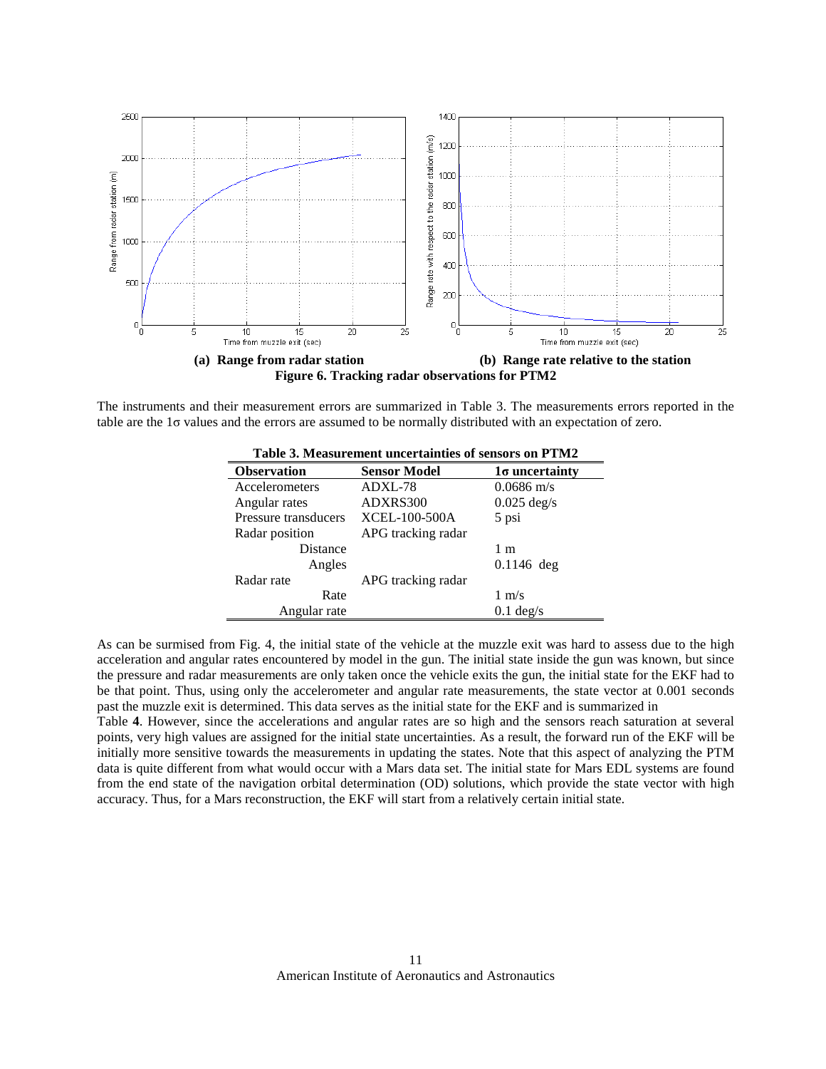(a) Range from radar station (b) Range rate relative to the station

**Figure 6. Tracking radar observations for PTM2**

The instruments and their measurement errors are summarized in Table 3. The measurements errors reported in the table are the 1σ values and the errors are assumed to be normally distributed with an expectation of zero.

**Table 3. Measurement uncertainties of sensors on PTM2**

| Observation | Sensor Model | 1σ uncertainty |
|---|---|---|
| Accelerometers | ADXL-78 | 0.0686 m/s |
| Angular rates | ADXRS300 | 0.025 deg/s |
| Pressure transducers | XCEL-100-500A | 5 psi |
| Radar position | APG tracking radar | |
| Distance | | 1 m |
| Angles | | 0.1146 deg |
| Radar rate | APG tracking radar | |
| Rate | | 1 m/s |
| Angular rate | | 0.1 deg/s |

As can be surmised from Fig. 4, the initial state of the vehicle at the muzzle exit was hard to assess due to the high acceleration and angular rates encountered by model in the gun. The initial state inside the gun was known, but since the pressure and radar measurements are only taken once the vehicle exits the gun, the initial state for the EKF had to be that point. Thus, using only the accelerometer and angular rate measurements, the state vector at 0.001 seconds past the muzzle exit is determined. This data serves as the initial state for the EKF and is summarized in Table **4**. However, since the accelerations and angular rates are so high and the sensors reach saturation at several points, very high values are assigned for the initial state uncertainties. As a result, the forward run of the EKF will be initially more sensitive towards the measurements in updating the states. Note that this aspect of analyzing the PTM data is quite different from what would occur with a Mars data set. The initial state for Mars EDL systems are found from the end state of the navigation orbital determination (OD) solutions, which provide the state vector with high accuracy. Thus, for a Mars reconstruction, the EKF will start from a relatively certain initial state.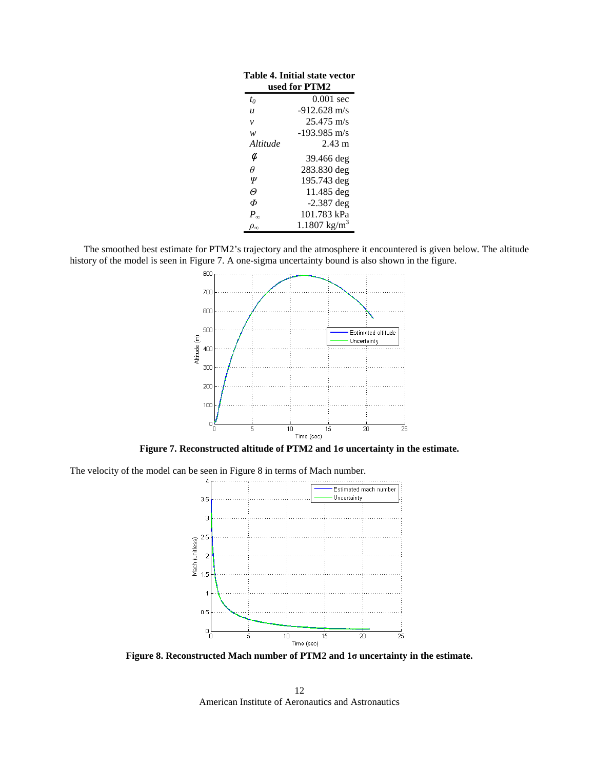**Table 4. Initial state vector used for PTM2**

| | |
|---|---|
| $t_0$ | 0.001 sec |
| $u$ | -912.628 m/s |
| $v$ | 25.475 m/s |
| $w$ | -193.985 m/s |
| *Altitude* | 2.43 m |
| $\phi$ | 39.466 deg |
| $\theta$ | 283.830 deg |
| $\Psi$ | 195.743 deg |
| $\Theta$ | 11.485 deg |
| $\Phi$ | -2.387 deg |
| $P_\infty$ | 101.783 kPa |
| $\rho_\infty$ | 1.1807 kg/m$^3$ |

The smoothed best estimate for PTM2's trajectory and the atmosphere it encountered is given below. The altitude history of the model is seen in Figure 7. A one-sigma uncertainty bound is also shown in the figure.

**Figure 7. Reconstructed altitude of PTM2 and 1σ uncertainty in the estimate.**

The velocity of the model can be seen in Figure 8 in terms of Mach number.

**Figure 8. Reconstructed Mach number of PTM2 and 1σ uncertainty in the estimate.**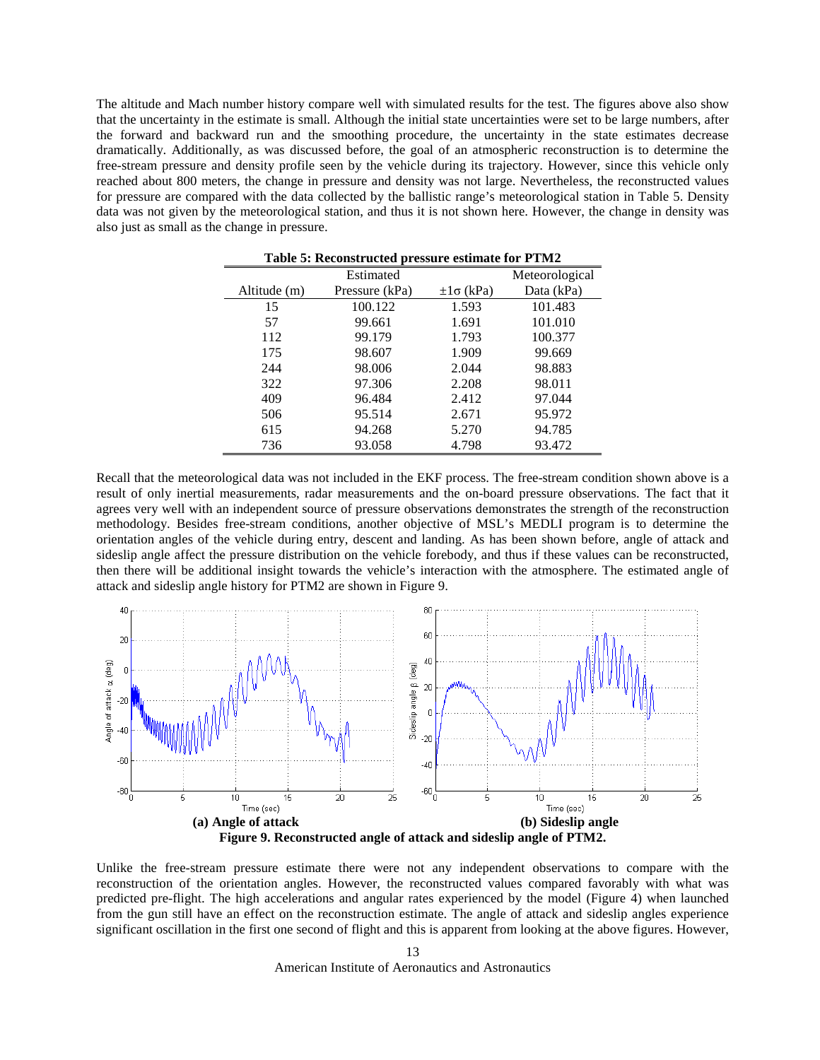The altitude and Mach number history compare well with simulated results for the test. The figures above also show that the uncertainty in the estimate is small. Although the initial state uncertainties were set to be large numbers, after the forward and backward run and the smoothing procedure, the uncertainty in the state estimates decrease dramatically. Additionally, as was discussed before, the goal of an atmospheric reconstruction is to determine the free-stream pressure and density profile seen by the vehicle during its trajectory. However, since this vehicle only reached about 800 meters, the change in pressure and density was not large. Nevertheless, the reconstructed values for pressure are compared with the data collected by the ballistic range's meteorological station in Table 5. Density data was not given by the meteorological station, and thus it is not shown here. However, the change in density was also just as small as the change in pressure.

**Table 5: Reconstructed pressure estimate for PTM2**

| Altitude (m) | Estimated Pressure (kPa) | $\pm 1\sigma$ (kPa) | Meteorological Data (kPa) |
|---|---|---|---|
| 15 | 100.122 | 1.593 | 101.483 |
| 57 | 99.661 | 1.691 | 101.010 |
| 112 | 99.179 | 1.793 | 100.377 |
| 175 | 98.607 | 1.909 | 99.669 |
| 244 | 98.006 | 2.044 | 98.883 |
| 322 | 97.306 | 2.208 | 98.011 |
| 409 | 96.484 | 2.412 | 97.044 |
| 506 | 95.514 | 2.671 | 95.972 |
| 615 | 94.268 | 5.270 | 94.785 |
| 736 | 93.058 | 4.798 | 93.472 |

Recall that the meteorological data was not included in the EKF process. The free-stream condition shown above is a result of only inertial measurements, radar measurements and the on-board pressure observations. The fact that it agrees very well with an independent source of pressure observations demonstrates the strength of the reconstruction methodology. Besides free-stream conditions, another objective of MSL's MEDLI program is to determine the orientation angles of the vehicle during entry, descent and landing. As has been shown before, angle of attack and sideslip angle affect the pressure distribution on the vehicle forebody, and thus if these values can be reconstructed, then there will be additional insight towards the vehicle's interaction with the atmosphere. The estimated angle of attack and sideslip angle history for PTM2 are shown in Figure 9.

**(a) Angle of attack** **(b) Sideslip angle**

**Figure 9. Reconstructed angle of attack and sideslip angle of PTM2.**

Unlike the free-stream pressure estimate there were not any independent observations to compare with the reconstruction of the orientation angles. However, the reconstructed values compared favorably with what was predicted pre-flight. The high accelerations and angular rates experienced by the model (Figure 4) when launched from the gun still have an effect on the reconstruction estimate. The angle of attack and sideslip angles experience significant oscillation in the first one second of flight and this is apparent from looking at the above figures. However,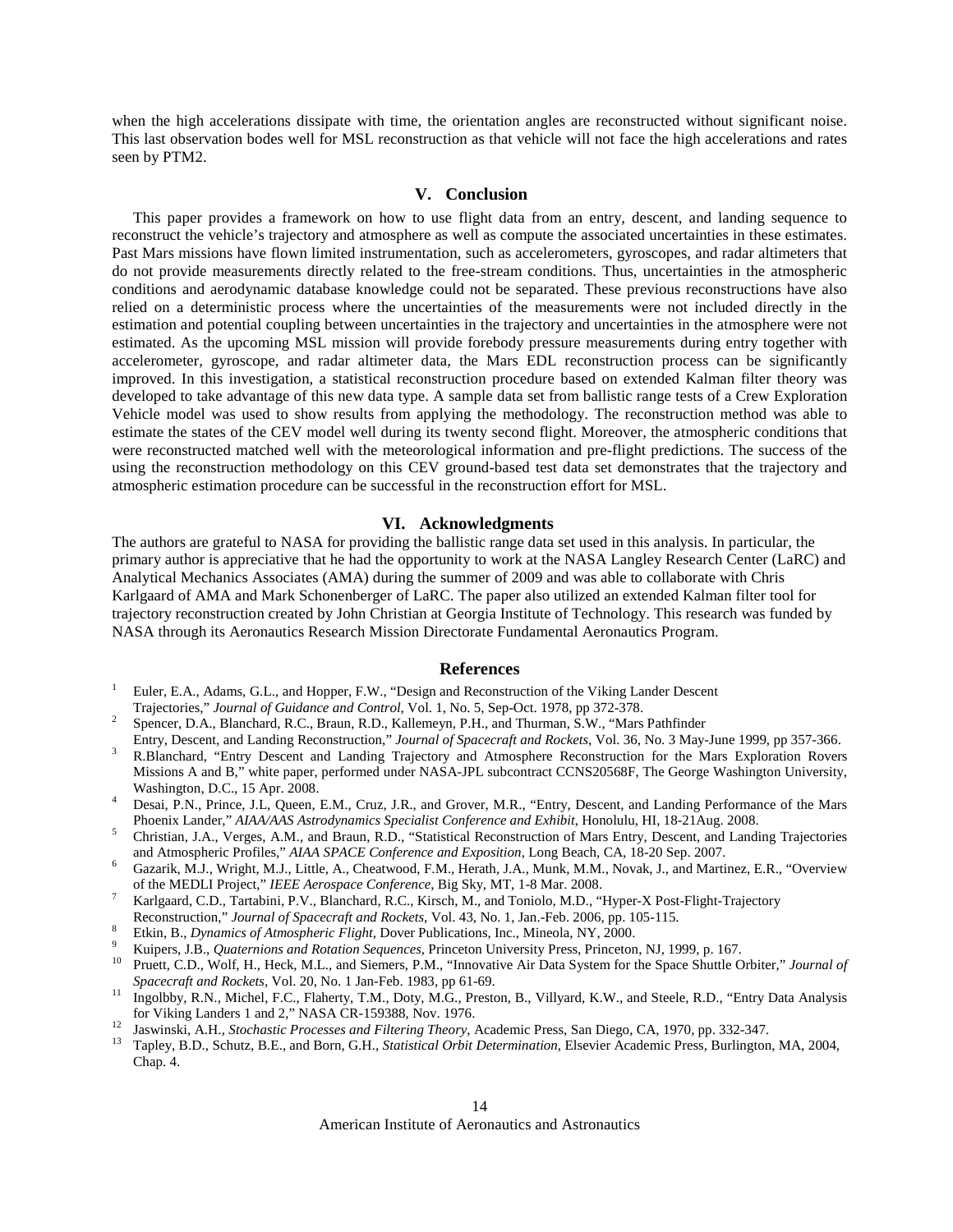when the high accelerations dissipate with time, the orientation angles are reconstructed without significant noise. This last observation bodes well for MSL reconstruction as that vehicle will not face the high accelerations and rates seen by PTM2.

## V. Conclusion

This paper provides a framework on how to use flight data from an entry, descent, and landing sequence to reconstruct the vehicle's trajectory and atmosphere as well as compute the associated uncertainties in these estimates. Past Mars missions have flown limited instrumentation, such as accelerometers, gyroscopes, and radar altimeters that do not provide measurements directly related to the free-stream conditions. Thus, uncertainties in the atmospheric conditions and aerodynamic database knowledge could not be separated. These previous reconstructions have also relied on a deterministic process where the uncertainties of the measurements were not included directly in the estimation and potential coupling between uncertainties in the trajectory and uncertainties in the atmosphere were not estimated. As the upcoming MSL mission will provide forebody pressure measurements during entry together with accelerometer, gyroscope, and radar altimeter data, the Mars EDL reconstruction process can be significantly improved. In this investigation, a statistical reconstruction procedure based on extended Kalman filter theory was developed to take advantage of this new data type. A sample data set from ballistic range tests of a Crew Exploration Vehicle model was used to show results from applying the methodology. The reconstruction method was able to estimate the states of the CEV model well during its twenty second flight. Moreover, the atmospheric conditions that were reconstructed matched well with the meteorological information and pre-flight predictions. The success of the using the reconstruction methodology on this CEV ground-based test data set demonstrates that the trajectory and atmospheric estimation procedure can be successful in the reconstruction effort for MSL.

## VI. Acknowledgments

The authors are grateful to NASA for providing the ballistic range data set used in this analysis. In particular, the primary author is appreciative that he had the opportunity to work at the NASA Langley Research Center (LaRC) and Analytical Mechanics Associates (AMA) during the summer of 2009 and was able to collaborate with Chris Karlgaard of AMA and Mark Schonenberger of LaRC. The paper also utilized an extended Kalman filter tool for trajectory reconstruction created by John Christian at Georgia Institute of Technology. This research was funded by NASA through its Aeronautics Research Mission Directorate Fundamental Aeronautics Program.

## References

[1] Euler, E.A., Adams, G.L., and Hopper, F.W., "Design and Reconstruction of the Viking Lander Descent Trajectories," *Journal of Guidance and Control*, Vol. 1, No. 5, Sep-Oct. 1978, pp 372-378.

[2] Spencer, D.A., Blanchard, R.C., Braun, R.D., Kallemeyn, P.H., and Thurman, S.W., "Mars Pathfinder Entry, Descent, and Landing Reconstruction," *Journal of Spacecraft and Rockets*, Vol. 36, No. 3 May-June 1999, pp 357-366.

[3] R.Blanchard, "Entry Descent and Landing Trajectory and Atmosphere Reconstruction for the Mars Exploration Rovers Missions A and B," white paper, performed under NASA-JPL subcontract CCNS20568F, The George Washington University, Washington, D.C., 15 Apr. 2008.

[4] Desai, P.N., Prince, J.L, Queen, E.M., Cruz, J.R., and Grover, M.R., "Entry, Descent, and Landing Performance of the Mars Phoenix Lander," *AIAA/AAS Astrodynamics Specialist Conference and Exhibit*, Honolulu, HI, 18-21Aug. 2008.

[5] Christian, J.A., Verges, A.M., and Braun, R.D., "Statistical Reconstruction of Mars Entry, Descent, and Landing Trajectories and Atmospheric Profiles," *AIAA SPACE Conference and Exposition*, Long Beach, CA, 18-20 Sep. 2007.

[6] Gazarik, M.J., Wright, M.J., Little, A., Cheatwood, F.M., Herath, J.A., Munk, M.M., Novak, J., and Martinez, E.R., "Overview of the MEDLI Project," *IEEE Aerospace Conference*, Big Sky, MT, 1-8 Mar. 2008.

[7] Karlgaard, C.D., Tartabini, P.V., Blanchard, R.C., Kirsch, M., and Toniolo, M.D., "Hyper-X Post-Flight-Trajectory Reconstruction," *Journal of Spacecraft and Rockets*, Vol. 43, No. 1, Jan.-Feb. 2006, pp. 105-115.

[8] Etkin, B., *Dynamics of Atmospheric Flight*, Dover Publications, Inc., Mineola, NY, 2000.

[9] Kuipers, J.B., *Quaternions and Rotation Sequences*, Princeton University Press, Princeton, NJ, 1999, p. 167.

[10] Pruett, C.D., Wolf, H., Heck, M.L., and Siemers, P.M., "Innovative Air Data System for the Space Shuttle Orbiter," *Journal of Spacecraft and Rockets*, Vol. 20, No. 1 Jan-Feb. 1983, pp 61-69.

[11] Ingolbby, R.N., Michel, F.C., Flaherty, T.M., Doty, M.G., Preston, B., Villyard, K.W., and Steele, R.D., "Entry Data Analysis for Viking Landers 1 and 2," NASA CR-159388, Nov. 1976.

[12] Jaswinski, A.H., *Stochastic Processes and Filtering Theory*, Academic Press, San Diego, CA, 1970, pp. 332-347.

[13] Tapley, B.D., Schutz, B.E., and Born, G.H., *Statistical Orbit Determination*, Elsevier Academic Press, Burlington, MA, 2004, Chap. 4.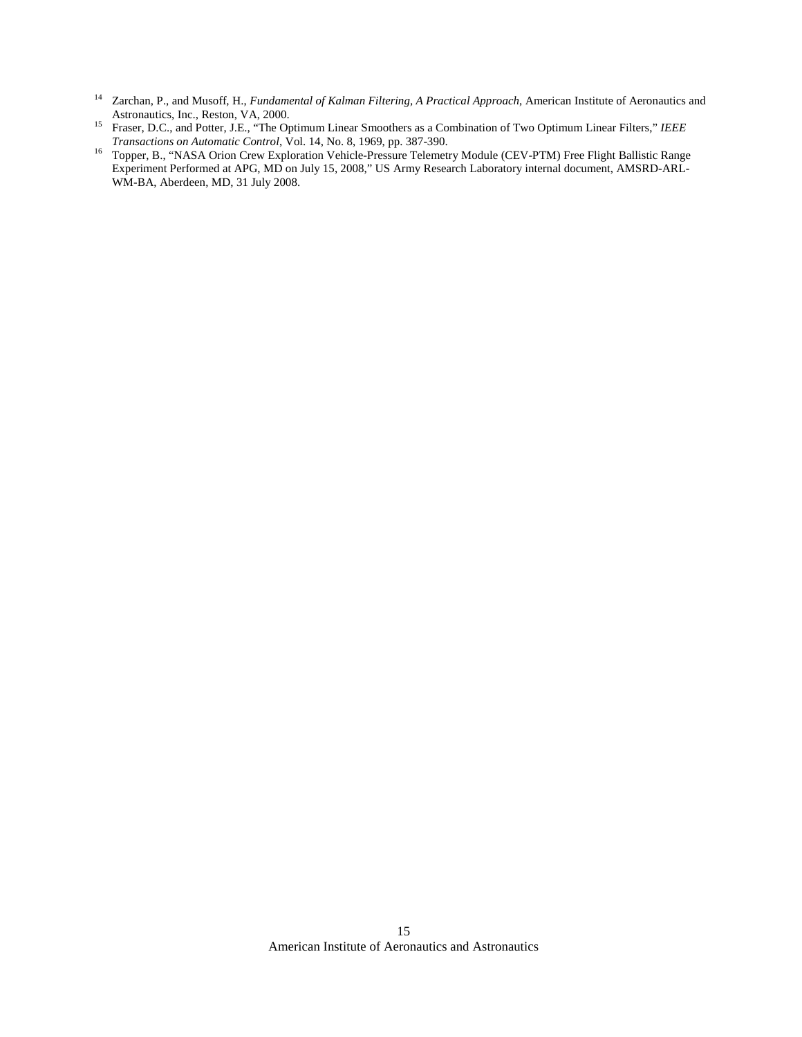[14] Zarchan, P., and Musoff, H., *Fundamental of Kalman Filtering, A Practical Approach*, American Institute of Aeronautics and Astronautics, Inc., Reston, VA, 2000.

[15] Fraser, D.C., and Potter, J.E., "The Optimum Linear Smoothers as a Combination of Two Optimum Linear Filters," *IEEE Transactions on Automatic Control*, Vol. 14, No. 8, 1969, pp. 387-390.

[16] Topper, B., "NASA Orion Crew Exploration Vehicle-Pressure Telemetry Module (CEV-PTM) Free Flight Ballistic Range Experiment Performed at APG, MD on July 15, 2008," US Army Research Laboratory internal document, AMSRD-ARL-WM-BA, Aberdeen, MD, 31 July 2008.